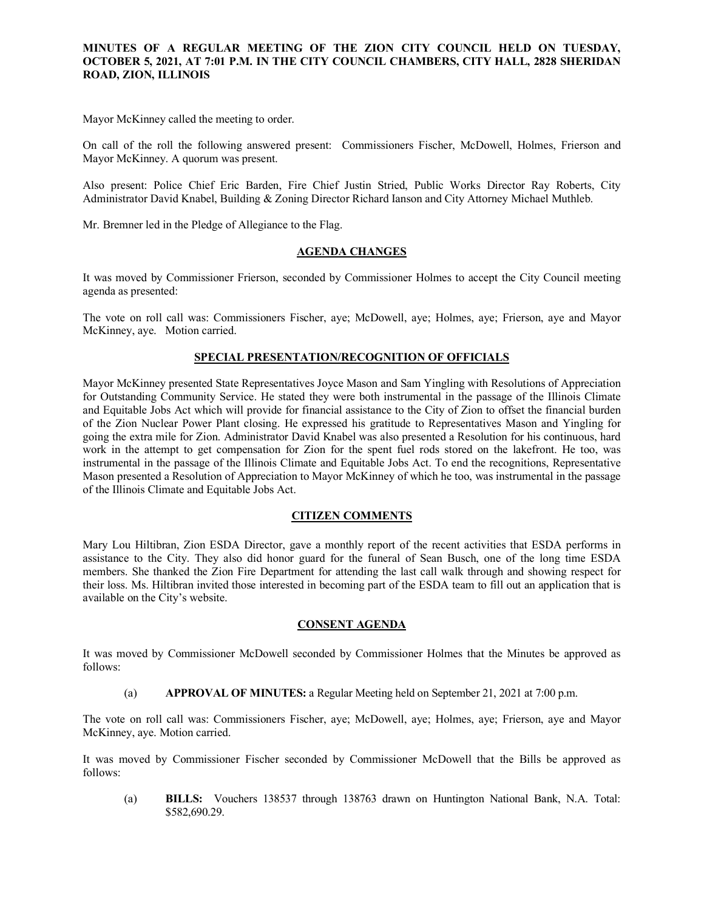**MINUTES OF A REGULAR MEETING OF THE ZION CITY COUNCIL HELD ON TUESDAY, OCTOBER 5, 2021, AT 7:01 P.M. IN THE CITY COUNCIL CHAMBERS, CITY HALL, 2828 SHERIDAN ROAD, ZION, ILLINOIS**

Mayor McKinney called the meeting to order.

On call of the roll the following answered present: Commissioners Fischer, McDowell, Holmes, Frierson and Mayor McKinney. A quorum was present.

Also present: Police Chief Eric Barden, Fire Chief Justin Stried, Public Works Director Ray Roberts, City Administrator David Knabel, Building & Zoning Director Richard Ianson and City Attorney Michael Muthleb.

Mr. Bremner led in the Pledge of Allegiance to the Flag.

## AGENDA CHANGES

It was moved by Commissioner Frierson, seconded by Commissioner Holmes to accept the City Council meeting agenda as presented:

The vote on roll call was: Commissioners Fischer, aye; McDowell, aye; Holmes, aye; Frierson, aye and Mayor McKinney, aye. Motion carried.

## SPECIAL PRESENTATION/RECOGNITION OF OFFICIALS

Mayor McKinney presented State Representatives Joyce Mason and Sam Yingling with Resolutions of Appreciation for Outstanding Community Service. He stated they were both instrumental in the passage of the Illinois Climate and Equitable Jobs Act which will provide for financial assistance to the City of Zion to offset the financial burden of the Zion Nuclear Power Plant closing. He expressed his gratitude to Representatives Mason and Yingling for going the extra mile for Zion. Administrator David Knabel was also presented a Resolution for his continuous, hard work in the attempt to get compensation for Zion for the spent fuel rods stored on the lakefront. He too, was instrumental in the passage of the Illinois Climate and Equitable Jobs Act. To end the recognitions, Representative Mason presented a Resolution of Appreciation to Mayor McKinney of which he too, was instrumental in the passage of the Illinois Climate and Equitable Jobs Act.

## CITIZEN COMMENTS

Mary Lou Hiltibran, Zion ESDA Director, gave a monthly report of the recent activities that ESDA performs in assistance to the City. They also did honor guard for the funeral of Sean Busch, one of the long time ESDA members. She thanked the Zion Fire Department for attending the last call walk through and showing respect for their loss. Ms. Hiltibran invited those interested in becoming part of the ESDA team to fill out an application that is available on the City's website.

## CONSENT AGENDA

It was moved by Commissioner McDowell seconded by Commissioner Holmes that the Minutes be approved as follows:

(a) **APPROVAL OF MINUTES:** a Regular Meeting held on September 21, 2021 at 7:00 p.m.

The vote on roll call was: Commissioners Fischer, aye; McDowell, aye; Holmes, aye; Frierson, aye and Mayor McKinney, aye. Motion carried.

It was moved by Commissioner Fischer seconded by Commissioner McDowell that the Bills be approved as follows:

(a) **BILLS:** Vouchers 138537 through 138763 drawn on Huntington National Bank, N.A. Total: $582,690.29.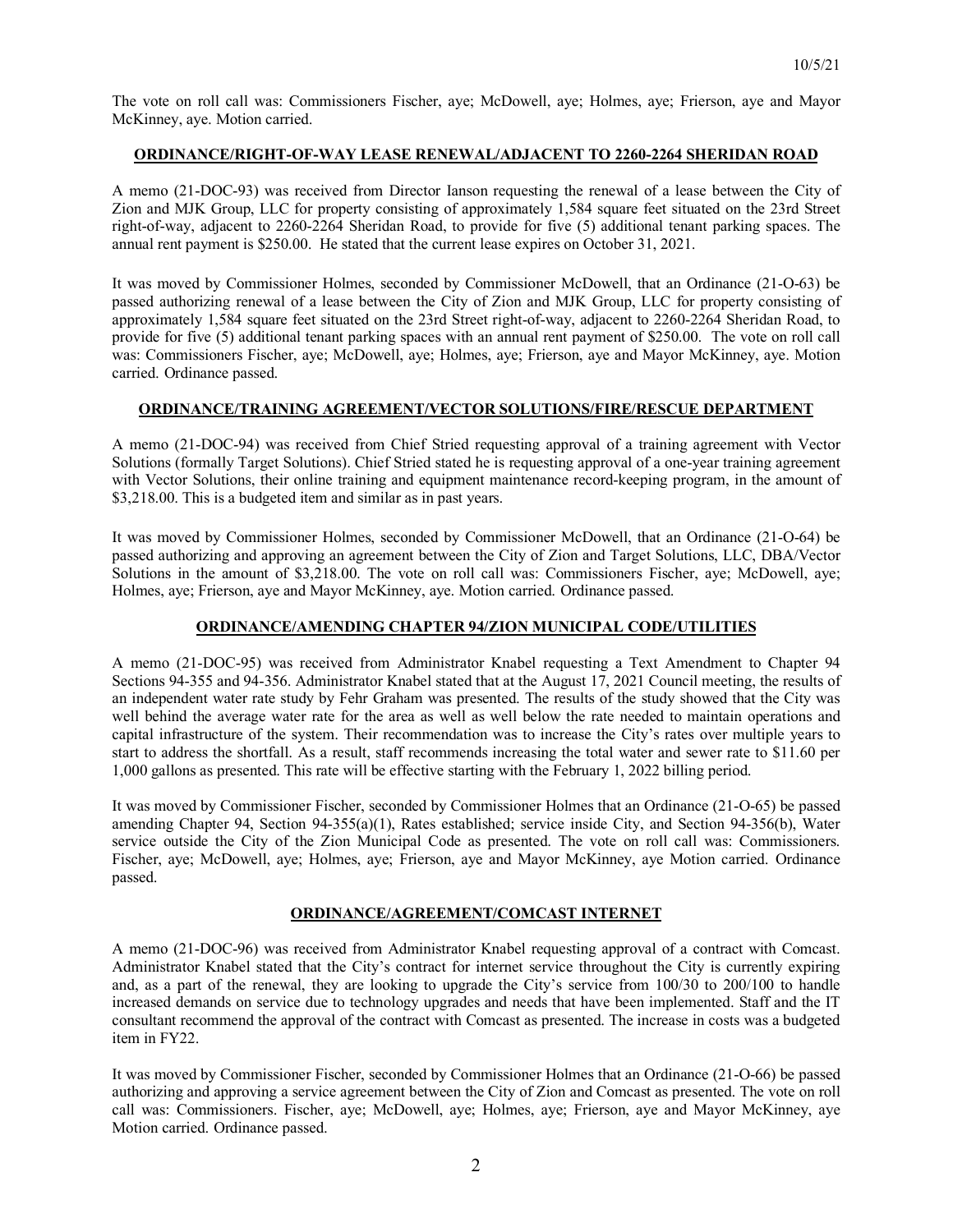The vote on roll call was: Commissioners Fischer, aye; McDowell, aye; Holmes, aye; Frierson, aye and Mayor McKinney, aye. Motion carried.

## ORDINANCE/RIGHT-OF-WAY LEASE RENEWAL/ADJACENT TO 2260-2264 SHERIDAN ROAD

A memo (21-DOC-93) was received from Director Ianson requesting the renewal of a lease between the City of Zion and MJK Group, LLC for property consisting of approximately 1,584 square feet situated on the 23rd Street right-of-way, adjacent to 2260-2264 Sheridan Road, to provide for five (5) additional tenant parking spaces. The annual rent payment is $250.00. He stated that the current lease expires on October 31, 2021.

It was moved by Commissioner Holmes, seconded by Commissioner McDowell, that an Ordinance (21-O-63) be passed authorizing renewal of a lease between the City of Zion and MJK Group, LLC for property consisting of approximately 1,584 square feet situated on the 23rd Street right-of-way, adjacent to 2260-2264 Sheridan Road, to provide for five (5) additional tenant parking spaces with an annual rent payment of $250.00. The vote on roll call was: Commissioners Fischer, aye; McDowell, aye; Holmes, aye; Frierson, aye and Mayor McKinney, aye. Motion carried. Ordinance passed.

## ORDINANCE/TRAINING AGREEMENT/VECTOR SOLUTIONS/FIRE/RESCUE DEPARTMENT

A memo (21-DOC-94) was received from Chief Stried requesting approval of a training agreement with Vector Solutions (formally Target Solutions). Chief Stried stated he is requesting approval of a one-year training agreement with Vector Solutions, their online training and equipment maintenance record-keeping program, in the amount of $3,218.00. This is a budgeted item and similar as in past years.

It was moved by Commissioner Holmes, seconded by Commissioner McDowell, that an Ordinance (21-O-64) be passed authorizing and approving an agreement between the City of Zion and Target Solutions, LLC, DBA/Vector Solutions in the amount of $3,218.00. The vote on roll call was: Commissioners Fischer, aye; McDowell, aye; Holmes, aye; Frierson, aye and Mayor McKinney, aye. Motion carried. Ordinance passed.

## ORDINANCE/AMENDING CHAPTER 94/ZION MUNICIPAL CODE/UTILITIES

A memo (21-DOC-95) was received from Administrator Knabel requesting a Text Amendment to Chapter 94 Sections 94-355 and 94-356. Administrator Knabel stated that at the August 17, 2021 Council meeting, the results of an independent water rate study by Fehr Graham was presented. The results of the study showed that the City was well behind the average water rate for the area as well as well below the rate needed to maintain operations and capital infrastructure of the system. Their recommendation was to increase the City's rates over multiple years to start to address the shortfall. As a result, staff recommends increasing the total water and sewer rate to $11.60 per 1,000 gallons as presented. This rate will be effective starting with the February 1, 2022 billing period.

It was moved by Commissioner Fischer, seconded by Commissioner Holmes that an Ordinance (21-O-65) be passed amending Chapter 94, Section 94-355(a)(1), Rates established; service inside City, and Section 94-356(b), Water service outside the City of the Zion Municipal Code as presented. The vote on roll call was: Commissioners. Fischer, aye; McDowell, aye; Holmes, aye; Frierson, aye and Mayor McKinney, aye Motion carried. Ordinance passed.

## ORDINANCE/AGREEMENT/COMCAST INTERNET

A memo (21-DOC-96) was received from Administrator Knabel requesting approval of a contract with Comcast. Administrator Knabel stated that the City's contract for internet service throughout the City is currently expiring and, as a part of the renewal, they are looking to upgrade the City's service from 100/30 to 200/100 to handle increased demands on service due to technology upgrades and needs that have been implemented. Staff and the IT consultant recommend the approval of the contract with Comcast as presented. The increase in costs was a budgeted item in FY22.

It was moved by Commissioner Fischer, seconded by Commissioner Holmes that an Ordinance (21-O-66) be passed authorizing and approving a service agreement between the City of Zion and Comcast as presented. The vote on roll call was: Commissioners. Fischer, aye; McDowell, aye; Holmes, aye; Frierson, aye and Mayor McKinney, aye Motion carried. Ordinance passed.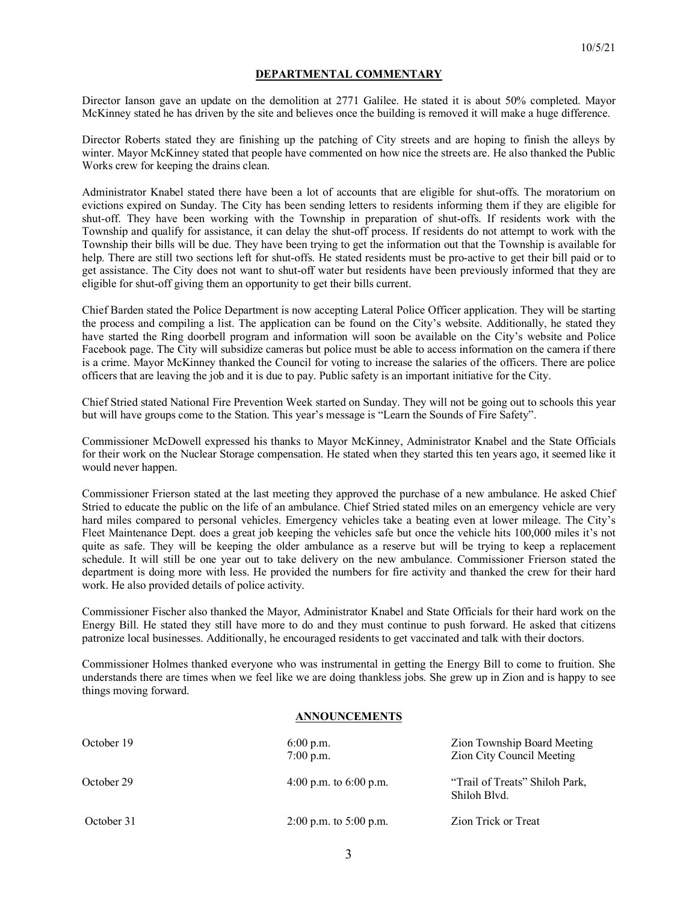## DEPARTMENTAL COMMENTARY

Director Ianson gave an update on the demolition at 2771 Galilee. He stated it is about 50% completed. Mayor McKinney stated he has driven by the site and believes once the building is removed it will make a huge difference.

Director Roberts stated they are finishing up the patching of City streets and are hoping to finish the alleys by winter. Mayor McKinney stated that people have commented on how nice the streets are. He also thanked the Public Works crew for keeping the drains clean.

Administrator Knabel stated there have been a lot of accounts that are eligible for shut-offs. The moratorium on evictions expired on Sunday. The City has been sending letters to residents informing them if they are eligible for shut-off. They have been working with the Township in preparation of shut-offs. If residents work with the Township and qualify for assistance, it can delay the shut-off process. If residents do not attempt to work with the Township their bills will be due. They have been trying to get the information out that the Township is available for help. There are still two sections left for shut-offs. He stated residents must be pro-active to get their bill paid or to get assistance. The City does not want to shut-off water but residents have been previously informed that they are eligible for shut-off giving them an opportunity to get their bills current.

Chief Barden stated the Police Department is now accepting Lateral Police Officer application. They will be starting the process and compiling a list. The application can be found on the City's website. Additionally, he stated they have started the Ring doorbell program and information will soon be available on the City's website and Police Facebook page. The City will subsidize cameras but police must be able to access information on the camera if there is a crime. Mayor McKinney thanked the Council for voting to increase the salaries of the officers. There are police officers that are leaving the job and it is due to pay. Public safety is an important initiative for the City.

Chief Stried stated National Fire Prevention Week started on Sunday. They will not be going out to schools this year but will have groups come to the Station. This year's message is "Learn the Sounds of Fire Safety".

Commissioner McDowell expressed his thanks to Mayor McKinney, Administrator Knabel and the State Officials for their work on the Nuclear Storage compensation. He stated when they started this ten years ago, it seemed like it would never happen.

Commissioner Frierson stated at the last meeting they approved the purchase of a new ambulance. He asked Chief Stried to educate the public on the life of an ambulance. Chief Stried stated miles on an emergency vehicle are very hard miles compared to personal vehicles. Emergency vehicles take a beating even at lower mileage. The City's Fleet Maintenance Dept. does a great job keeping the vehicles safe but once the vehicle hits 100,000 miles it's not quite as safe. They will be keeping the older ambulance as a reserve but will be trying to keep a replacement schedule. It will still be one year out to take delivery on the new ambulance. Commissioner Frierson stated the department is doing more with less. He provided the numbers for fire activity and thanked the crew for their hard work. He also provided details of police activity.

Commissioner Fischer also thanked the Mayor, Administrator Knabel and State Officials for their hard work on the Energy Bill. He stated they still have more to do and they must continue to push forward. He asked that citizens patronize local businesses. Additionally, he encouraged residents to get vaccinated and talk with their doctors.

Commissioner Holmes thanked everyone who was instrumental in getting the Energy Bill to come to fruition. She understands there are times when we feel like we are doing thankless jobs. She grew up in Zion and is happy to see things moving forward.

## ANNOUNCEMENTS

| | | |
|---|---|---|
| October 19 | 6:00 p.m.<br>7:00 p.m. | Zion Township Board Meeting<br>Zion City Council Meeting |
| October 29 | 4:00 p.m. to 6:00 p.m. | "Trail of Treats" Shiloh Park, Shiloh Blvd. |
| October 31 | 2:00 p.m. to 5:00 p.m. | Zion Trick or Treat |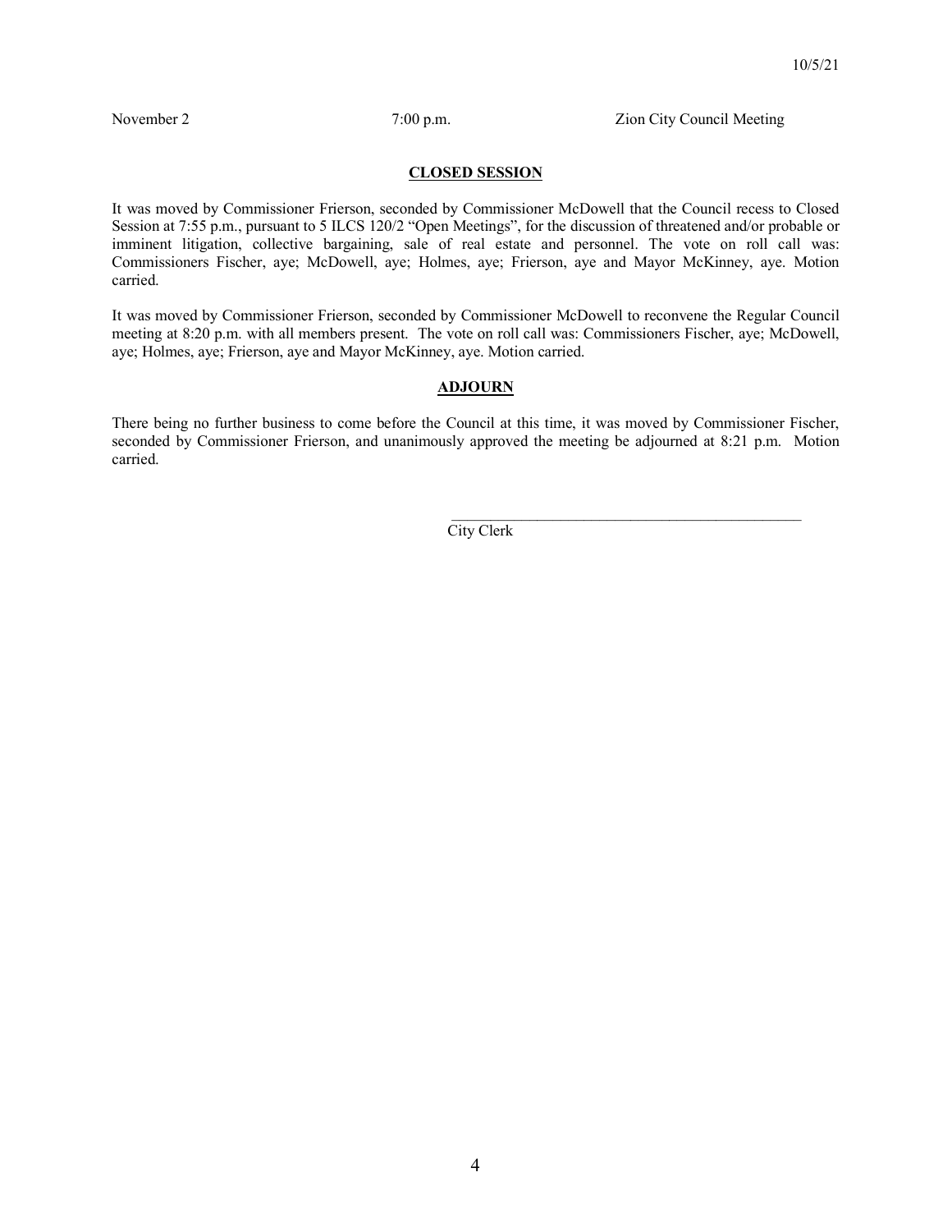| | | |
|---|---|---|
| November 2 | 7:00 p.m. | Zion City Council Meeting |

## CLOSED SESSION

It was moved by Commissioner Frierson, seconded by Commissioner McDowell that the Council recess to Closed Session at 7:55 p.m., pursuant to 5 ILCS 120/2 "Open Meetings", for the discussion of threatened and/or probable or imminent litigation, collective bargaining, sale of real estate and personnel. The vote on roll call was: Commissioners Fischer, aye; McDowell, aye; Holmes, aye; Frierson, aye and Mayor McKinney, aye. Motion carried.

It was moved by Commissioner Frierson, seconded by Commissioner McDowell to reconvene the Regular Council meeting at 8:20 p.m. with all members present. The vote on roll call was: Commissioners Fischer, aye; McDowell, aye; Holmes, aye; Frierson, aye and Mayor McKinney, aye. Motion carried.

## ADJOURN

There being no further business to come before the Council at this time, it was moved by Commissioner Fischer, seconded by Commissioner Frierson, and unanimously approved the meeting be adjourned at 8:21 p.m. Motion carried.

\_\_\_\_\_\_\_\_\_\_\_\_\_\_\_\_\_\_\_\_\_\_\_\_\_\_\_\_\_\_\_\_\_\_\_\_\_\_\_\_\_\_\_\_

City Clerk